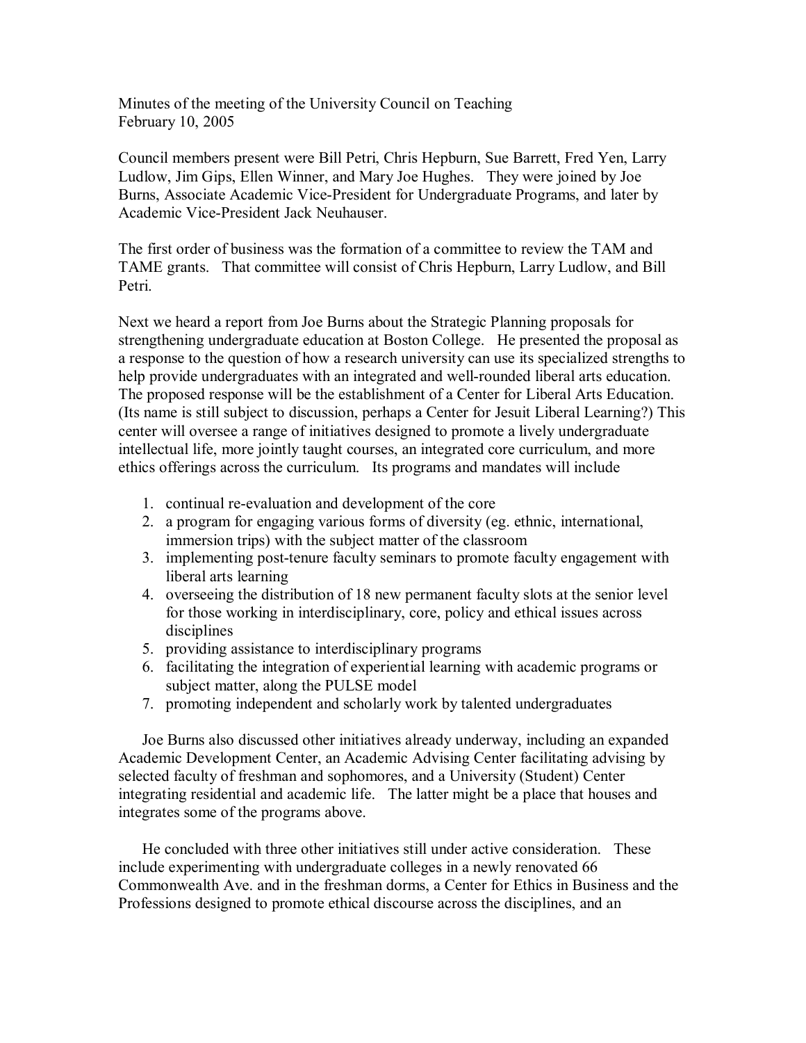Minutes of the meeting of the University Council on Teaching
February 10, 2005

Council members present were Bill Petri, Chris Hepburn, Sue Barrett, Fred Yen, Larry Ludlow, Jim Gips, Ellen Winner, and Mary Joe Hughes. They were joined by Joe Burns, Associate Academic Vice-President for Undergraduate Programs, and later by Academic Vice-President Jack Neuhauser.

The first order of business was the formation of a committee to review the TAM and TAME grants. That committee will consist of Chris Hepburn, Larry Ludlow, and Bill Petri.

Next we heard a report from Joe Burns about the Strategic Planning proposals for strengthening undergraduate education at Boston College. He presented the proposal as a response to the question of how a research university can use its specialized strengths to help provide undergraduates with an integrated and well-rounded liberal arts education. The proposed response will be the establishment of a Center for Liberal Arts Education. (Its name is still subject to discussion, perhaps a Center for Jesuit Liberal Learning?) This center will oversee a range of initiatives designed to promote a lively undergraduate intellectual life, more jointly taught courses, an integrated core curriculum, and more ethics offerings across the curriculum. Its programs and mandates will include

1. continual re-evaluation and development of the core
2. a program for engaging various forms of diversity (eg. ethnic, international, immersion trips) with the subject matter of the classroom
3. implementing post-tenure faculty seminars to promote faculty engagement with liberal arts learning
4. overseeing the distribution of 18 new permanent faculty slots at the senior level for those working in interdisciplinary, core, policy and ethical issues across disciplines
5. providing assistance to interdisciplinary programs
6. facilitating the integration of experiential learning with academic programs or subject matter, along the PULSE model
7. promoting independent and scholarly work by talented undergraduates

Joe Burns also discussed other initiatives already underway, including an expanded Academic Development Center, an Academic Advising Center facilitating advising by selected faculty of freshman and sophomores, and a University (Student) Center integrating residential and academic life. The latter might be a place that houses and integrates some of the programs above.

He concluded with three other initiatives still under active consideration. These include experimenting with undergraduate colleges in a newly renovated 66 Commonwealth Ave. and in the freshman dorms, a Center for Ethics in Business and the Professions designed to promote ethical discourse across the disciplines, and an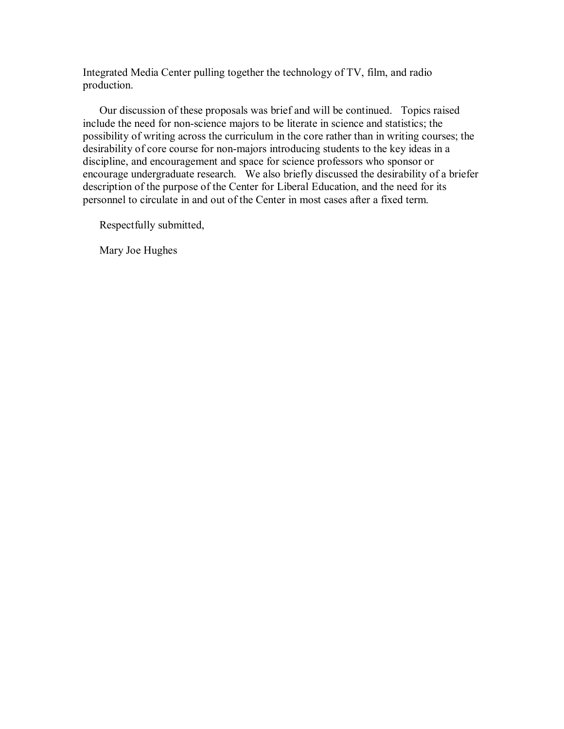Integrated Media Center pulling together the technology of TV, film, and radio production.

Our discussion of these proposals was brief and will be continued. Topics raised include the need for non-science majors to be literate in science and statistics; the possibility of writing across the curriculum in the core rather than in writing courses; the desirability of core course for non-majors introducing students to the key ideas in a discipline, and encouragement and space for science professors who sponsor or encourage undergraduate research. We also briefly discussed the desirability of a briefer description of the purpose of the Center for Liberal Education, and the need for its personnel to circulate in and out of the Center in most cases after a fixed term.

Respectfully submitted,

Mary Joe Hughes